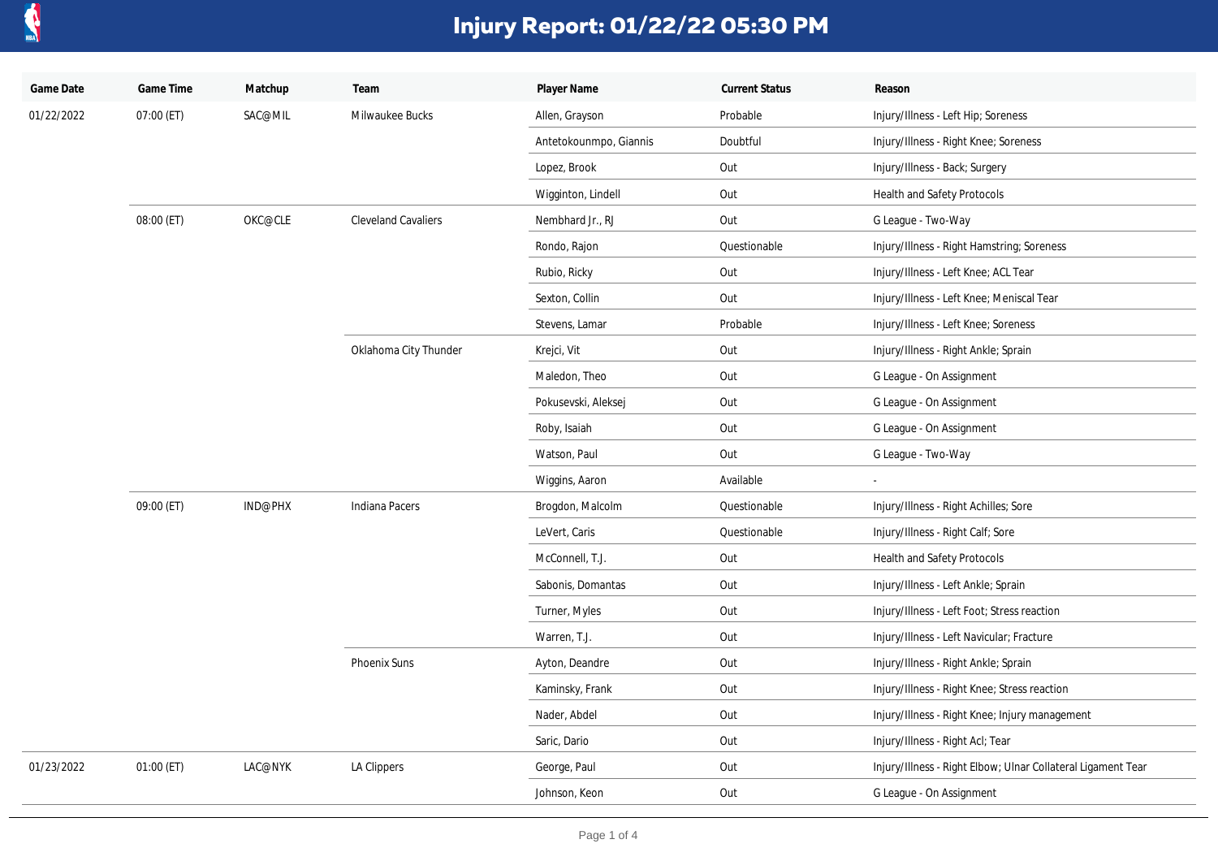# Injury Report: 01/22/22 05:30 PM

| Game Date | Game Time | Matchup | Team | Player Name | Current Status | Reason |
|---|---|---|---|---|---|---|
| 01/22/2022 | 07:00 (ET) | SAC@MIL | Milwaukee Bucks | Allen, Grayson | Probable | Injury/Illness - Left Hip; Soreness |
| | | | | Antetokounmpo, Giannis | Doubtful | Injury/Illness - Right Knee; Soreness |
| | | | | Lopez, Brook | Out | Injury/Illness - Back; Surgery |
| | | | | Wigginton, Lindell | Out | Health and Safety Protocols |
| | 08:00 (ET) | OKC@CLE | Cleveland Cavaliers | Nembhard Jr., RJ | Out | G League - Two-Way |
| | | | | Rondo, Rajon | Questionable | Injury/Illness - Right Hamstring; Soreness |
| | | | | Rubio, Ricky | Out | Injury/Illness - Left Knee; ACL Tear |
| | | | | Sexton, Collin | Out | Injury/Illness - Left Knee; Meniscal Tear |
| | | | | Stevens, Lamar | Probable | Injury/Illness - Left Knee; Soreness |
| | | | Oklahoma City Thunder | Krejci, Vit | Out | Injury/Illness - Right Ankle; Sprain |
| | | | | Maledon, Theo | Out | G League - On Assignment |
| | | | | Pokusevski, Aleksej | Out | G League - On Assignment |
| | | | | Roby, Isaiah | Out | G League - On Assignment |
| | | | | Watson, Paul | Out | G League - Two-Way |
| | | | | Wiggins, Aaron | Available | - |
| | 09:00 (ET) | IND@PHX | Indiana Pacers | Brogdon, Malcolm | Questionable | Injury/Illness - Right Achilles; Sore |
| | | | | LeVert, Caris | Questionable | Injury/Illness - Right Calf; Sore |
| | | | | McConnell, T.J. | Out | Health and Safety Protocols |
| | | | | Sabonis, Domantas | Out | Injury/Illness - Left Ankle; Sprain |
| | | | | Turner, Myles | Out | Injury/Illness - Left Foot; Stress reaction |
| | | | | Warren, T.J. | Out | Injury/Illness - Left Navicular; Fracture |
| | | | Phoenix Suns | Ayton, Deandre | Out | Injury/Illness - Right Ankle; Sprain |
| | | | | Kaminsky, Frank | Out | Injury/Illness - Right Knee; Stress reaction |
| | | | | Nader, Abdel | Out | Injury/Illness - Right Knee; Injury management |
| | | | | Saric, Dario | Out | Injury/Illness - Right Acl; Tear |
| 01/23/2022 | 01:00 (ET) | LAC@NYK | LA Clippers | George, Paul | Out | Injury/Illness - Right Elbow; Ulnar Collateral Ligament Tear |
| | | | | Johnson, Keon | Out | G League - On Assignment |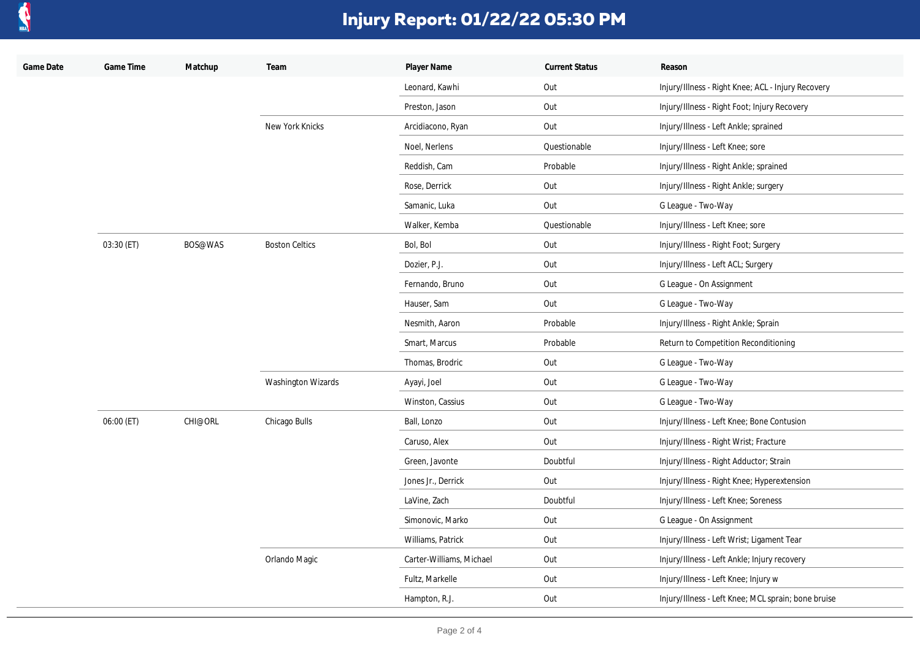# Injury Report: 01/22/22 05:30 PM

| Game Date | Game Time | Matchup | Team | Player Name | Current Status | Reason |
|---|---|---|---|---|---|---|
| | | | | Leonard, Kawhi | Out | Injury/Illness - Right Knee; ACL - Injury Recovery |
| | | | | Preston, Jason | Out | Injury/Illness - Right Foot; Injury Recovery |
| | | | New York Knicks | Arcidiacono, Ryan | Out | Injury/Illness - Left Ankle; sprained |
| | | | | Noel, Nerlens | Questionable | Injury/Illness - Left Knee; sore |
| | | | | Reddish, Cam | Probable | Injury/Illness - Right Ankle; sprained |
| | | | | Rose, Derrick | Out | Injury/Illness - Right Ankle; surgery |
| | | | | Samanic, Luka | Out | G League - Two-Way |
| | | | | Walker, Kemba | Questionable | Injury/Illness - Left Knee; sore |
| | 03:30 (ET) | BOS@WAS | Boston Celtics | Bol, Bol | Out | Injury/Illness - Right Foot; Surgery |
| | | | | Dozier, P.J. | Out | Injury/Illness - Left ACL; Surgery |
| | | | | Fernando, Bruno | Out | G League - On Assignment |
| | | | | Hauser, Sam | Out | G League - Two-Way |
| | | | | Nesmith, Aaron | Probable | Injury/Illness - Right Ankle; Sprain |
| | | | | Smart, Marcus | Probable | Return to Competition Reconditioning |
| | | | | Thomas, Brodric | Out | G League - Two-Way |
| | | | Washington Wizards | Ayayi, Joel | Out | G League - Two-Way |
| | | | | Winston, Cassius | Out | G League - Two-Way |
| | 06:00 (ET) | CHI@ORL | Chicago Bulls | Ball, Lonzo | Out | Injury/Illness - Left Knee; Bone Contusion |
| | | | | Caruso, Alex | Out | Injury/Illness - Right Wrist; Fracture |
| | | | | Green, Javonte | Doubtful | Injury/Illness - Right Adductor; Strain |
| | | | | Jones Jr., Derrick | Out | Injury/Illness - Right Knee; Hyperextension |
| | | | | LaVine, Zach | Doubtful | Injury/Illness - Left Knee; Soreness |
| | | | | Simonovic, Marko | Out | G League - On Assignment |
| | | | | Williams, Patrick | Out | Injury/Illness - Left Wrist; Ligament Tear |
| | | | Orlando Magic | Carter-Williams, Michael | Out | Injury/Illness - Left Ankle; Injury recovery |
| | | | | Fultz, Markelle | Out | Injury/Illness - Left Knee; Injury w |
| | | | | Hampton, R.J. | Out | Injury/Illness - Left Knee; MCL sprain; bone bruise |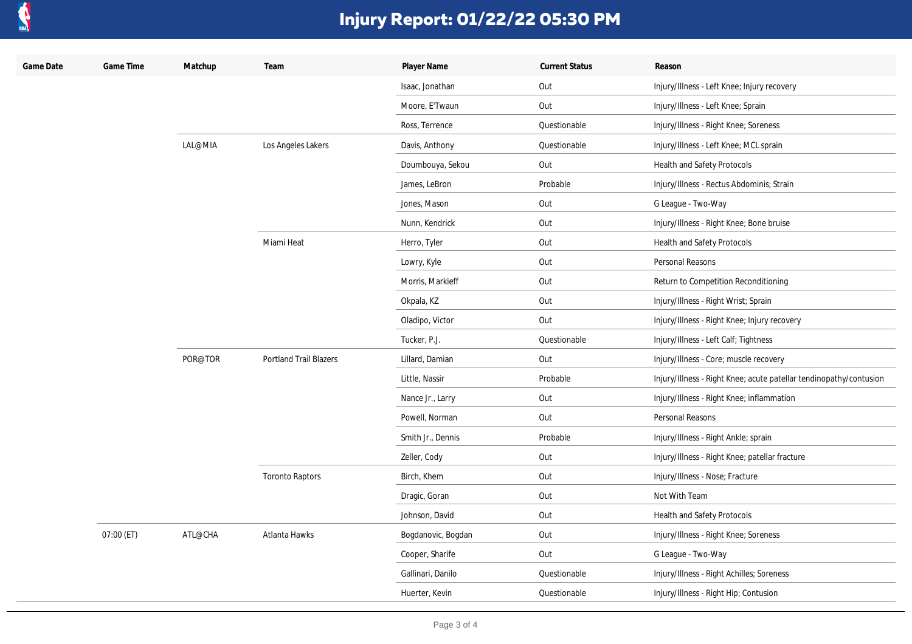# Injury Report: 01/22/22 05:30 PM

| Game Date | Game Time | Matchup | Team | Player Name | Current Status | Reason |
|---|---|---|---|---|---|---|
| | | | | Isaac, Jonathan | Out | Injury/Illness - Left Knee; Injury recovery |
| | | | | Moore, E'Twaun | Out | Injury/Illness - Left Knee; Sprain |
| | | | | Ross, Terrence | Questionable | Injury/Illness - Right Knee; Soreness |
| | | LAL@MIA | Los Angeles Lakers | Davis, Anthony | Questionable | Injury/Illness - Left Knee; MCL sprain |
| | | | | Doumbouya, Sekou | Out | Health and Safety Protocols |
| | | | | James, LeBron | Probable | Injury/Illness - Rectus Abdominis; Strain |
| | | | | Jones, Mason | Out | G League - Two-Way |
| | | | | Nunn, Kendrick | Out | Injury/Illness - Right Knee; Bone bruise |
| | | | Miami Heat | Herro, Tyler | Out | Health and Safety Protocols |
| | | | | Lowry, Kyle | Out | Personal Reasons |
| | | | | Morris, Markieff | Out | Return to Competition Reconditioning |
| | | | | Okpala, KZ | Out | Injury/Illness - Right Wrist; Sprain |
| | | | | Oladipo, Victor | Out | Injury/Illness - Right Knee; Injury recovery |
| | | | | Tucker, P.J. | Questionable | Injury/Illness - Left Calf; Tightness |
| | | POR@TOR | Portland Trail Blazers | Lillard, Damian | Out | Injury/Illness - Core; muscle recovery |
| | | | | Little, Nassir | Probable | Injury/Illness - Right Knee; acute patellar tendinopathy/contusion |
| | | | | Nance Jr., Larry | Out | Injury/Illness - Right Knee; inflammation |
| | | | | Powell, Norman | Out | Personal Reasons |
| | | | | Smith Jr., Dennis | Probable | Injury/Illness - Right Ankle; sprain |
| | | | | Zeller, Cody | Out | Injury/Illness - Right Knee; patellar fracture |
| | | | Toronto Raptors | Birch, Khem | Out | Injury/Illness - Nose; Fracture |
| | | | | Dragic, Goran | Out | Not With Team |
| | | | | Johnson, David | Out | Health and Safety Protocols |
| | 07:00 (ET) | ATL@CHA | Atlanta Hawks | Bogdanovic, Bogdan | Out | Injury/Illness - Right Knee; Soreness |
| | | | | Cooper, Sharife | Out | G League - Two-Way |
| | | | | Gallinari, Danilo | Questionable | Injury/Illness - Right Achilles; Soreness |
| | | | | Huerter, Kevin | Questionable | Injury/Illness - Right Hip; Contusion |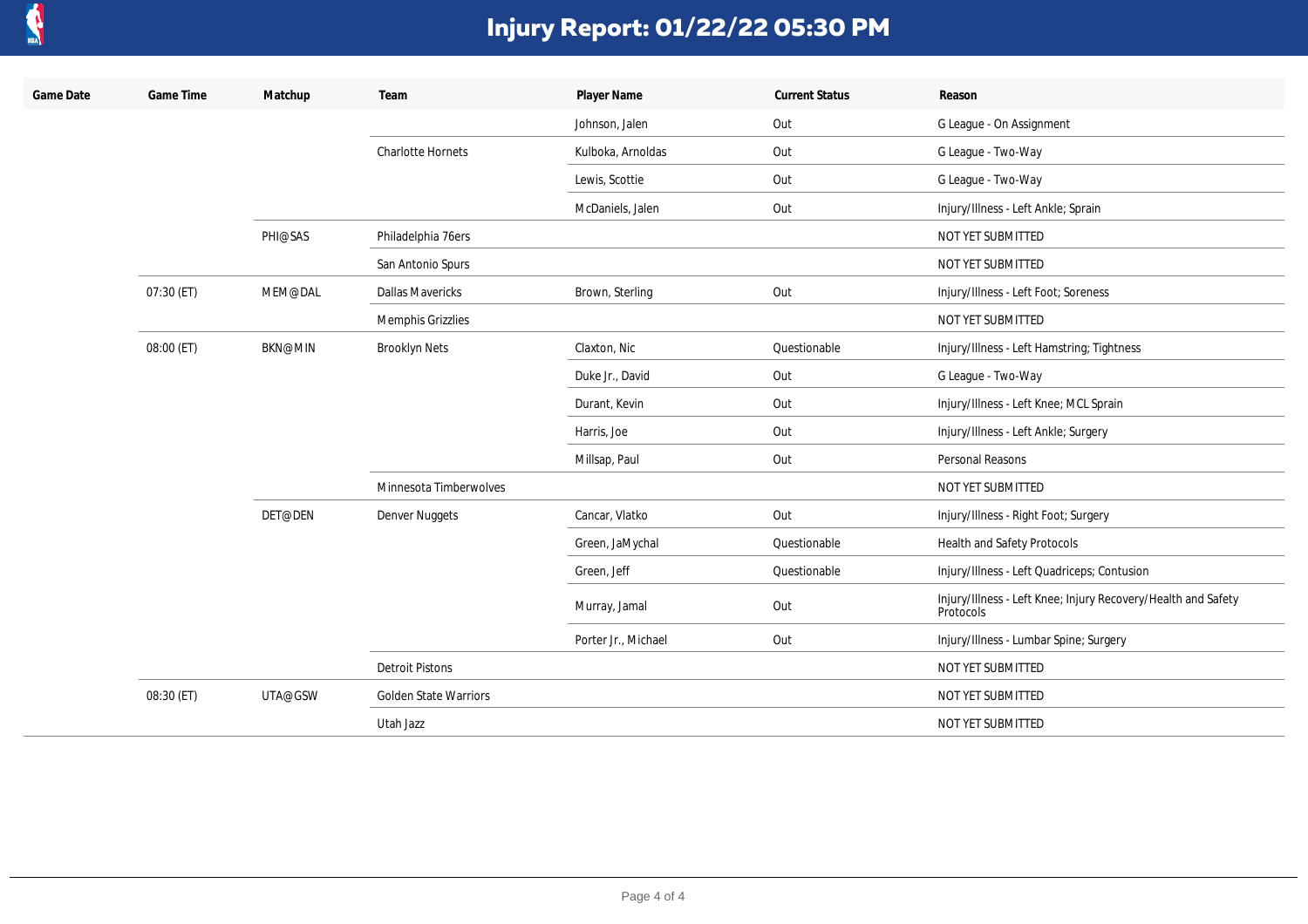# Injury Report: 01/22/22 05:30 PM

| Game Date | Game Time | Matchup | Team | Player Name | Current Status | Reason |
|---|---|---|---|---|---|---|
| | | | | Johnson, Jalen | Out | G League - On Assignment |
| | | | Charlotte Hornets | Kulboka, Arnoldas | Out | G League - Two-Way |
| | | | | Lewis, Scottie | Out | G League - Two-Way |
| | | | | McDaniels, Jalen | Out | Injury/Illness - Left Ankle; Sprain |
| | | PHI@SAS | Philadelphia 76ers | | | NOT YET SUBMITTED |
| | | | San Antonio Spurs | | | NOT YET SUBMITTED |
| | 07:30 (ET) | MEM@DAL | Dallas Mavericks | Brown, Sterling | Out | Injury/Illness - Left Foot; Soreness |
| | | | Memphis Grizzlies | | | NOT YET SUBMITTED |
| | 08:00 (ET) | BKN@MIN | Brooklyn Nets | Claxton, Nic | Questionable | Injury/Illness - Left Hamstring; Tightness |
| | | | | Duke Jr., David | Out | G League - Two-Way |
| | | | | Durant, Kevin | Out | Injury/Illness - Left Knee; MCL Sprain |
| | | | | Harris, Joe | Out | Injury/Illness - Left Ankle; Surgery |
| | | | | Millsap, Paul | Out | Personal Reasons |
| | | | Minnesota Timberwolves | | | NOT YET SUBMITTED |
| | | DET@DEN | Denver Nuggets | Cancar, Vlatko | Out | Injury/Illness - Right Foot; Surgery |
| | | | | Green, JaMychal | Questionable | Health and Safety Protocols |
| | | | | Green, Jeff | Questionable | Injury/Illness - Left Quadriceps; Contusion |
| | | | | Murray, Jamal | Out | Injury/Illness - Left Knee; Injury Recovery/Health and Safety Protocols |
| | | | | Porter Jr., Michael | Out | Injury/Illness - Lumbar Spine; Surgery |
| | | | Detroit Pistons | | | NOT YET SUBMITTED |
| | 08:30 (ET) | UTA@GSW | Golden State Warriors | | | NOT YET SUBMITTED |
| | | | Utah Jazz | | | NOT YET SUBMITTED |